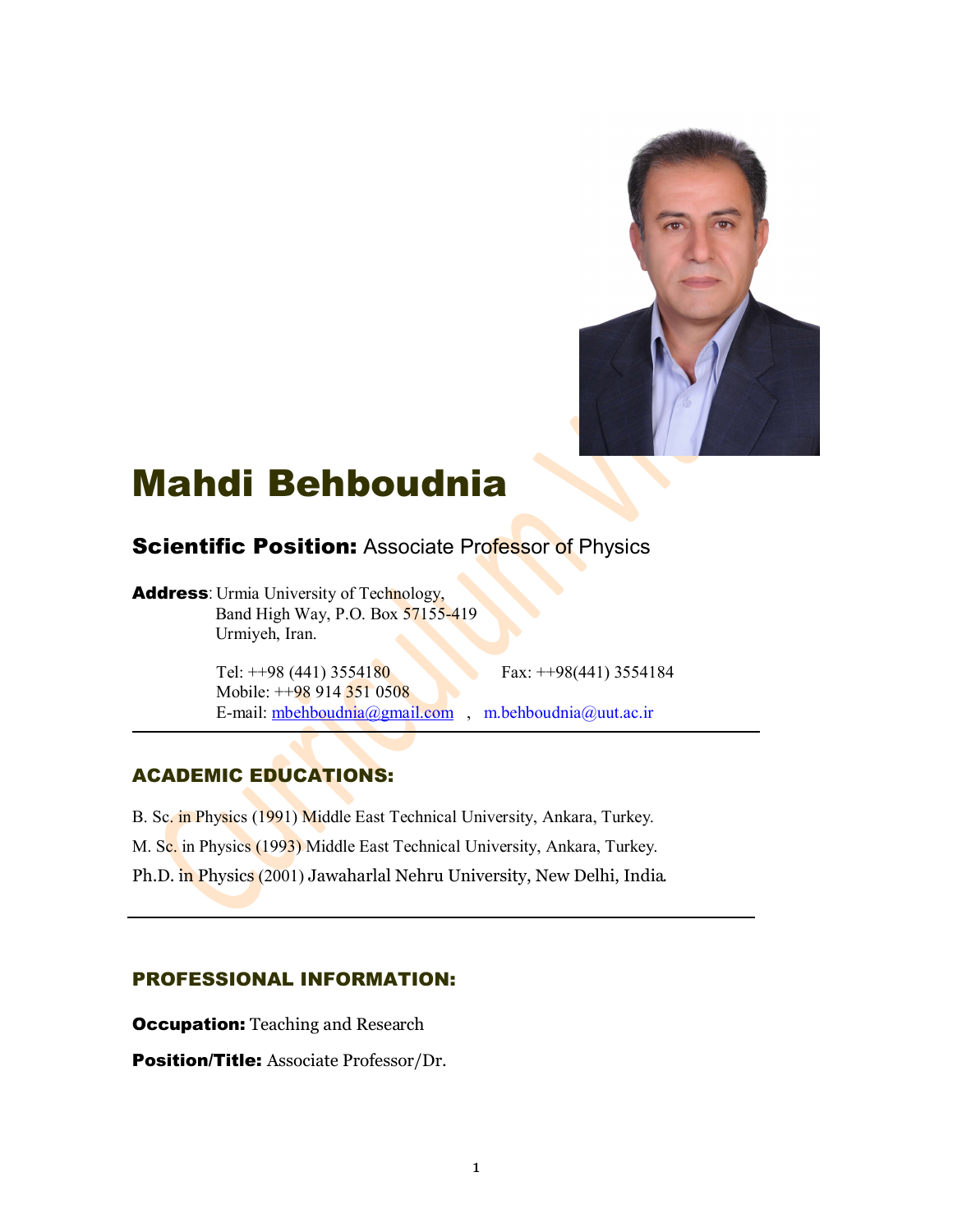# Mahdi Behboudnia

**Scientific Position:** Associate Professor of Physics

**Address**: Urmia University of Technology,
Band High Way, P.O. Box 57155-419
Urmiyeh, Iran.

Tel: ++98 (441) 3554180 Fax: ++98(441) 3554184
Mobile: ++98 914 351 0508
E-mail: mbehboudnia@gmail.com , m.behboudnia@uut.ac.ir

---

## ACADEMIC EDUCATIONS:

B. Sc. in Physics (1991) Middle East Technical University, Ankara, Turkey.

M. Sc. in Physics (1993) Middle East Technical University, Ankara, Turkey.

Ph.D. in Physics (2001) Jawaharlal Nehru University, New Delhi, India.

---

## PROFESSIONAL INFORMATION:

**Occupation:** Teaching and Research

**Position/Title:** Associate Professor/Dr.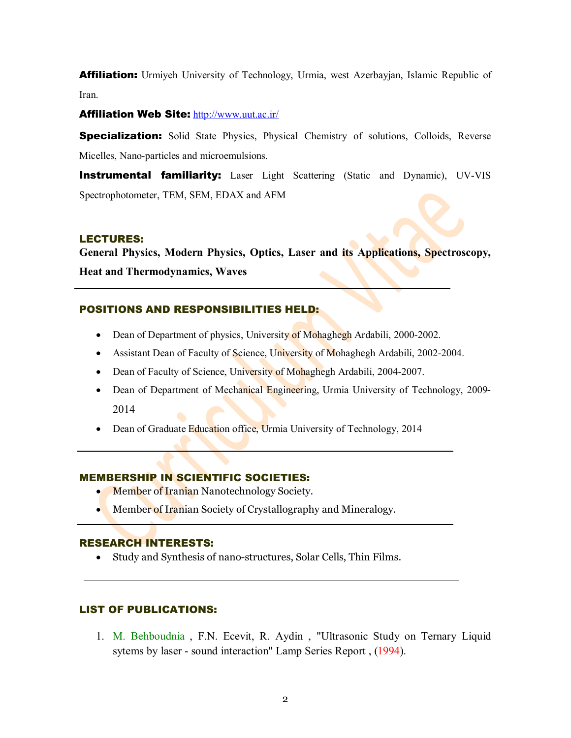**Affiliation:** Urmiyeh University of Technology, Urmia, west Azerbayjan, Islamic Republic of Iran.

**Affiliation Web Site:** http://www.uut.ac.ir/

**Specialization:** Solid State Physics, Physical Chemistry of solutions, Colloids, Reverse Micelles, Nano-particles and microemulsions.

**Instrumental familiarity:** Laser Light Scattering (Static and Dynamic), UV-VIS Spectrophotometer, TEM, SEM, EDAX and AFM

## LECTURES:

**General Physics, Modern Physics, Optics, Laser and its Applications, Spectroscopy, Heat and Thermodynamics, Waves**

---

## POSITIONS AND RESPONSIBILITIES HELD:

- Dean of Department of physics, University of Mohaghegh Ardabili, 2000-2002.
- Assistant Dean of Faculty of Science, University of Mohaghegh Ardabili, 2002-2004.
- Dean of Faculty of Science, University of Mohaghegh Ardabili, 2004-2007.
- Dean of Department of Mechanical Engineering, Urmia University of Technology, 2009-2014
- Dean of Graduate Education office, Urmia University of Technology, 2014

---

## MEMBERSHIP IN SCIENTIFIC SOCIETIES:

- Member of Iranian Nanotechnology Society.
- Member of Iranian Society of Crystallography and Mineralogy.

---

## RESEARCH INTERESTS:

- Study and Synthesis of nano-structures, Solar Cells, Thin Films.

---

## LIST OF PUBLICATIONS:

1. M. Behboudnia , F.N. Ecevit, R. Aydin , "Ultrasonic Study on Ternary Liquid sytems by laser - sound interaction" Lamp Series Report , (1994).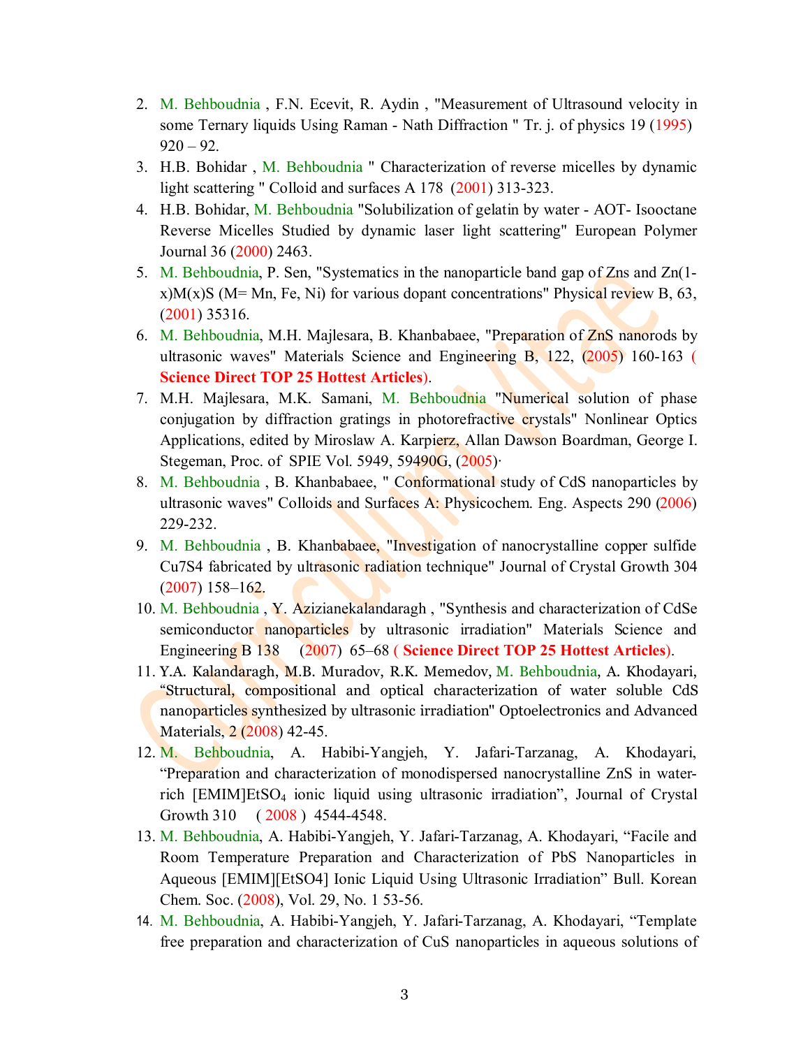2. M. Behboudnia , F.N. Ecevit, R. Aydin , "Measurement of Ultrasound velocity in some Ternary liquids Using Raman - Nath Diffraction " Tr. j. of physics 19 (1995) 920 – 92.
3. H.B. Bohidar , M. Behboudnia " Characterization of reverse micelles by dynamic light scattering " Colloid and surfaces A 178 (2001) 313-323.
4. H.B. Bohidar, M. Behboudnia "Solubilization of gelatin by water - AOT- Isooctane Reverse Micelles Studied by dynamic laser light scattering" European Polymer Journal 36 (2000) 2463.
5. M. Behboudnia, P. Sen, "Systematics in the nanoparticle band gap of Zns and Zn(1-x)M(x)S (M= Mn, Fe, Ni) for various dopant concentrations" Physical review B, 63, (2001) 35316.
6. M. Behboudnia, M.H. Majlesara, B. Khanbabaee, "Preparation of ZnS nanorods by ultrasonic waves" Materials Science and Engineering B, 122, (2005) 160-163 ( **Science Direct TOP 25 Hottest Articles**).
7. M.H. Majlesara, M.K. Samani, M. Behboudnia "Numerical solution of phase conjugation by diffraction gratings in photorefractive crystals" Nonlinear Optics Applications, edited by Miroslaw A. Karpierz, Allan Dawson Boardman, George I. Stegeman, Proc. of SPIE Vol. 5949, 59490G, (2005)·
8. M. Behboudnia , B. Khanbabaee, " Conformational study of CdS nanoparticles by ultrasonic waves" Colloids and Surfaces A: Physicochem. Eng. Aspects 290 (2006) 229-232.
9. M. Behboudnia , B. Khanbabaee, "Investigation of nanocrystalline copper sulfide Cu7S4 fabricated by ultrasonic radiation technique" Journal of Crystal Growth 304 (2007) 158–162.
10. M. Behboudnia , Y. Azizianekalandaragh , "Synthesis and characterization of CdSe semiconductor nanoparticles by ultrasonic irradiation" Materials Science and Engineering B 138 (2007) 65–68 ( **Science Direct TOP 25 Hottest Articles**).
11. Y.A. Kalandaragh, M.B. Muradov, R.K. Memedov, M. Behboudnia, A. Khodayari, "Structural, compositional and optical characterization of water soluble CdS nanoparticles synthesized by ultrasonic irradiation" Optoelectronics and Advanced Materials, 2 (2008) 42-45.
12. M. Behboudnia, A. Habibi-Yangjeh, Y. Jafari-Tarzanag, A. Khodayari, "Preparation and characterization of monodispersed nanocrystalline ZnS in water-rich [EMIM]Et$SO_4$ ionic liquid using ultrasonic irradiation", Journal of Crystal Growth 310 ( 2008 ) 4544-4548.
13. M. Behboudnia, A. Habibi-Yangjeh, Y. Jafari-Tarzanag, A. Khodayari, "Facile and Room Temperature Preparation and Characterization of PbS Nanoparticles in Aqueous [EMIM][EtSO4] Ionic Liquid Using Ultrasonic Irradiation" Bull. Korean Chem. Soc. (2008), Vol. 29, No. 1 53-56.
14. M. Behboudnia, A. Habibi-Yangjeh, Y. Jafari-Tarzanag, A. Khodayari, "Template free preparation and characterization of CuS nanoparticles in aqueous solutions of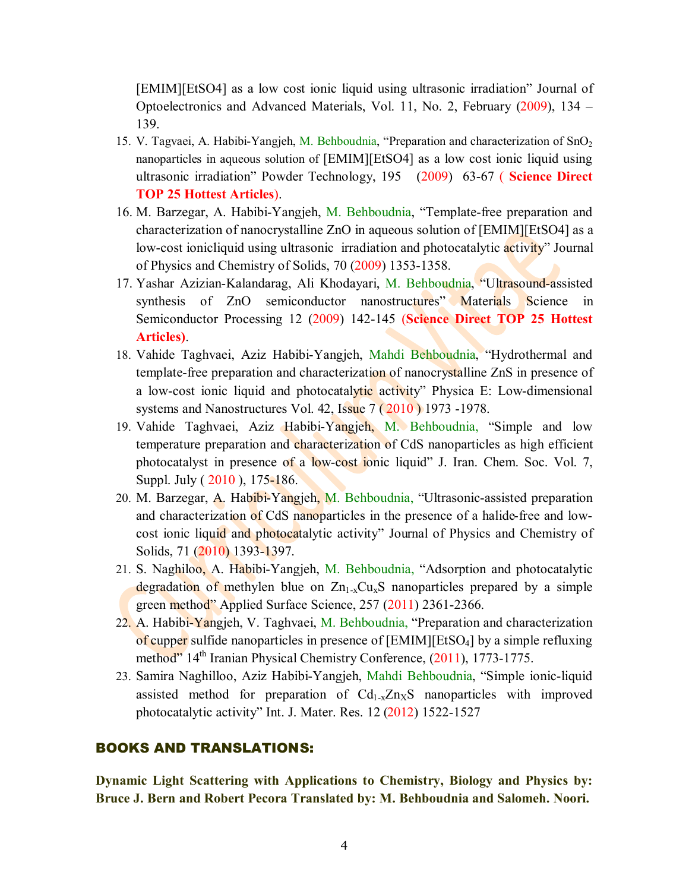[EMIM][EtSO4] as a low cost ionic liquid using ultrasonic irradiation" Journal of Optoelectronics and Advanced Materials, Vol. 11, No. 2, February (2009), 134 – 139.

15. V. Tagvaei, A. Habibi-Yangjeh, M. Behboudnia, "Preparation and characterization of $SnO_2$ nanoparticles in aqueous solution of [EMIM][EtSO4] as a low cost ionic liquid using ultrasonic irradiation" Powder Technology, 195 (2009) 63-67 ( **Science Direct TOP 25 Hottest Articles**).
16. M. Barzegar, A. Habibi-Yangjeh, M. Behboudnia, "Template-free preparation and characterization of nanocrystalline ZnO in aqueous solution of [EMIM][EtSO4] as a low-cost ionicliquid using ultrasonic irradiation and photocatalytic activity" Journal of Physics and Chemistry of Solids, 70 (2009) 1353-1358.
17. Yashar Azizian-Kalandarag, Ali Khodayari, M. Behboudnia, "Ultrasound-assisted synthesis of ZnO semiconductor nanostructures" Materials Science in Semiconductor Processing 12 (2009) 142-145 (**Science Direct TOP 25 Hottest Articles)**.
18. Vahide Taghvaei, Aziz Habibi-Yangjeh, Mahdi Behboudnia, "Hydrothermal and template-free preparation and characterization of nanocrystalline ZnS in presence of a low-cost ionic liquid and photocatalytic activity" Physica E: Low-dimensional systems and Nanostructures Vol. 42, Issue 7 ( 2010 ) 1973 -1978.
19. Vahide Taghvaei, Aziz Habibi-Yangjeh, M. Behboudnia, "Simple and low temperature preparation and characterization of CdS nanoparticles as high efficient photocatalyst in presence of a low-cost ionic liquid" J. Iran. Chem. Soc. Vol. 7, Suppl. July ( 2010 ), 175-186.
20. M. Barzegar, A. Habibi-Yangjeh, M. Behboudnia, "Ultrasonic-assisted preparation and characterization of CdS nanoparticles in the presence of a halide-free and low-cost ionic liquid and photocatalytic activity" Journal of Physics and Chemistry of Solids, 71 (2010) 1393-1397.
21. S. Naghiloo, A. Habibi-Yangjeh, M. Behboudnia, "Adsorption and photocatalytic degradation of methylen blue on $Zn_{1-x}Cu_xS$ nanoparticles prepared by a simple green method" Applied Surface Science, 257 (2011) 2361-2366.
22. A. Habibi-Yangjeh, V. Taghvaei, M. Behboudnia, "Preparation and characterization of cupper sulfide nanoparticles in presence of $[EMIM][EtSO_4]$ by a simple refluxing method" 14th Iranian Physical Chemistry Conference, (2011), 1773-1775.
23. Samira Naghilloo, Aziz Habibi-Yangjeh, Mahdi Behboudnia, "Simple ionic-liquid assisted method for preparation of $Cd_{1-x}Zn_XS$ nanoparticles with improved photocatalytic activity" Int. J. Mater. Res. 12 (2012) 1522-1527

## BOOKS AND TRANSLATIONS:

**Dynamic Light Scattering with Applications to Chemistry, Biology and Physics by: Bruce J. Bern and Robert Pecora Translated by: M. Behboudnia and Salomeh. Noori.**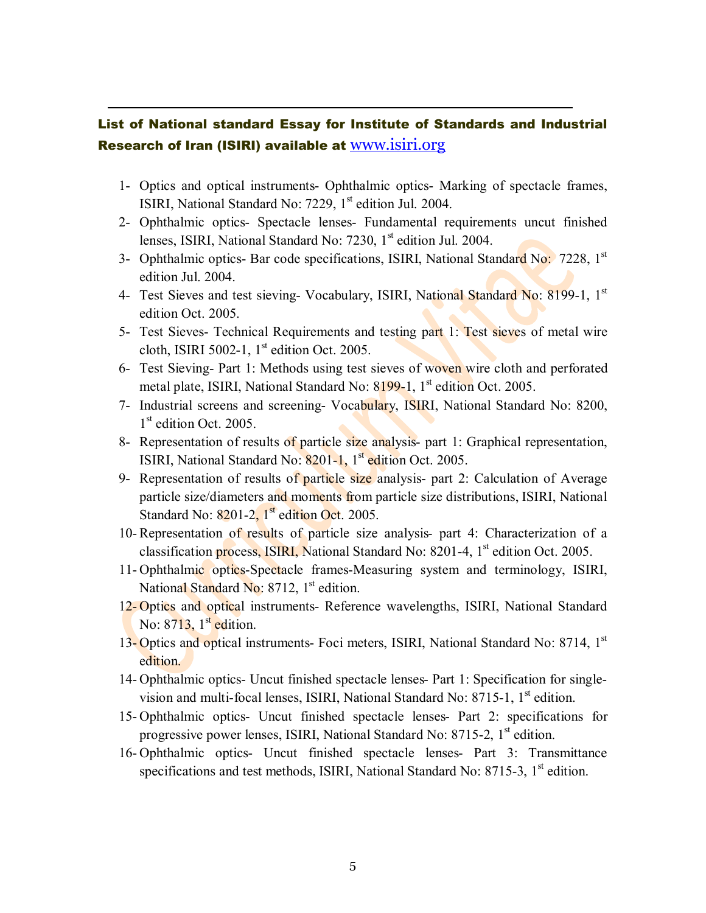**List of National standard Essay for Institute of Standards and Industrial Research of Iran (ISIRI) available at [www.isiri.org](http://www.isiri.org)**

1- Optics and optical instruments- Ophthalmic optics- Marking of spectacle frames, ISIRI, National Standard No: 7229, 1st edition Jul. 2004.
2- Ophthalmic optics- Spectacle lenses- Fundamental requirements uncut finished lenses, ISIRI, National Standard No: 7230, 1st edition Jul. 2004.
3- Ophthalmic optics- Bar code specifications, ISIRI, National Standard No: 7228, 1st edition Jul. 2004.
4- Test Sieves and test sieving- Vocabulary, ISIRI, National Standard No: 8199-1, 1st edition Oct. 2005.
5- Test Sieves- Technical Requirements and testing part 1: Test sieves of metal wire cloth, ISIRI 5002-1, 1st edition Oct. 2005.
6- Test Sieving- Part 1: Methods using test sieves of woven wire cloth and perforated metal plate, ISIRI, National Standard No: 8199-1, 1st edition Oct. 2005.
7- Industrial screens and screening- Vocabulary, ISIRI, National Standard No: 8200, 1st edition Oct. 2005.
8- Representation of results of particle size analysis- part 1: Graphical representation, ISIRI, National Standard No: 8201-1, 1st edition Oct. 2005.
9- Representation of results of particle size analysis- part 2: Calculation of Average particle size/diameters and moments from particle size distributions, ISIRI, National Standard No: 8201-2, 1st edition Oct. 2005.
10- Representation of results of particle size analysis- part 4: Characterization of a classification process, ISIRI, National Standard No: 8201-4, 1st edition Oct. 2005.
11- Ophthalmic optics-Spectacle frames-Measuring system and terminology, ISIRI, National Standard No: 8712, 1st edition.
12- Optics and optical instruments- Reference wavelengths, ISIRI, National Standard No: 8713, 1st edition.
13- Optics and optical instruments- Foci meters, ISIRI, National Standard No: 8714, 1st edition.
14- Ophthalmic optics- Uncut finished spectacle lenses- Part 1: Specification for single-vision and multi-focal lenses, ISIRI, National Standard No: 8715-1, 1st edition.
15- Ophthalmic optics- Uncut finished spectacle lenses- Part 2: specifications for progressive power lenses, ISIRI, National Standard No: 8715-2, 1st edition.
16- Ophthalmic optics- Uncut finished spectacle lenses- Part 3: Transmittance specifications and test methods, ISIRI, National Standard No: 8715-3, 1st edition.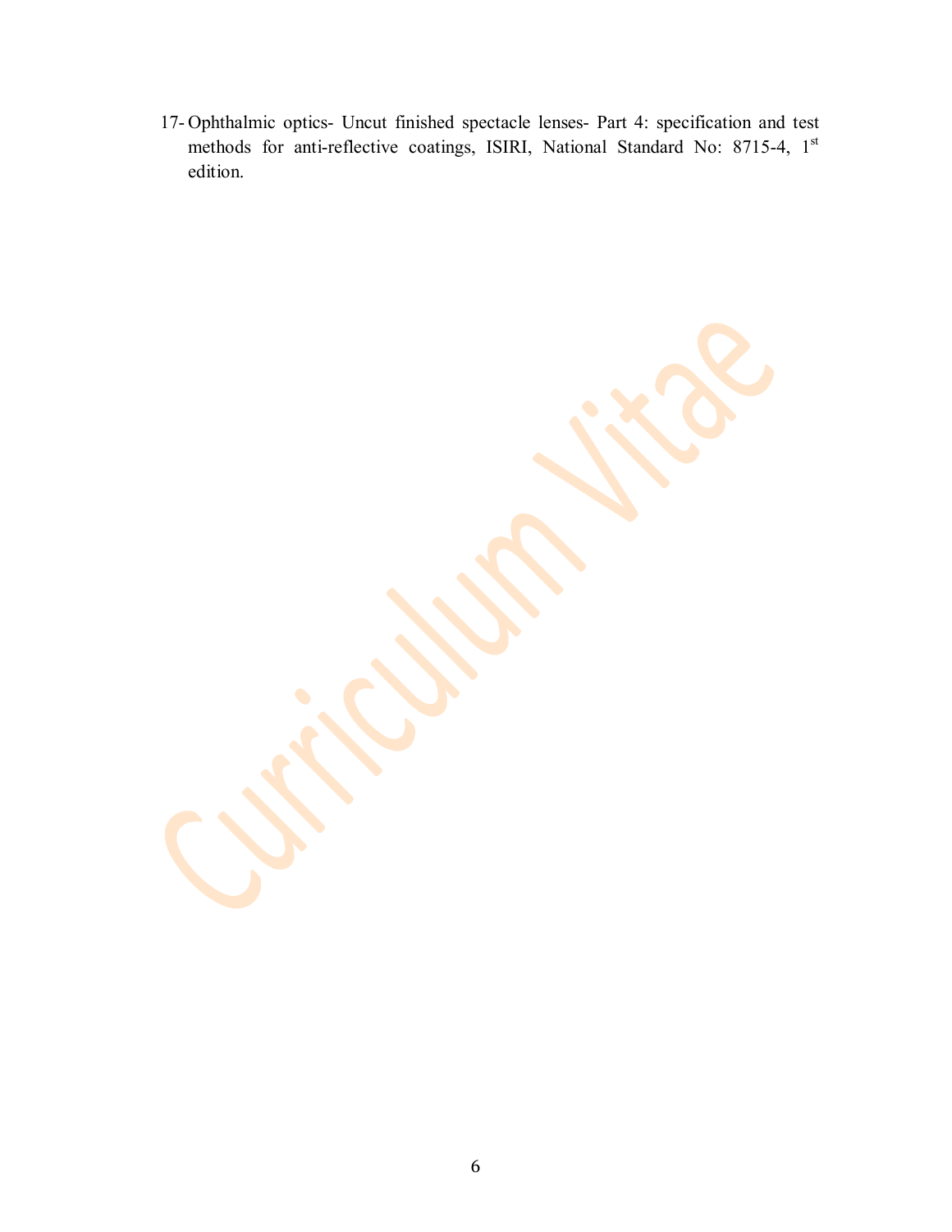17- Ophthalmic optics- Uncut finished spectacle lenses- Part 4: specification and test methods for anti-reflective coatings, ISIRI, National Standard No: 8715-4, 1st edition.